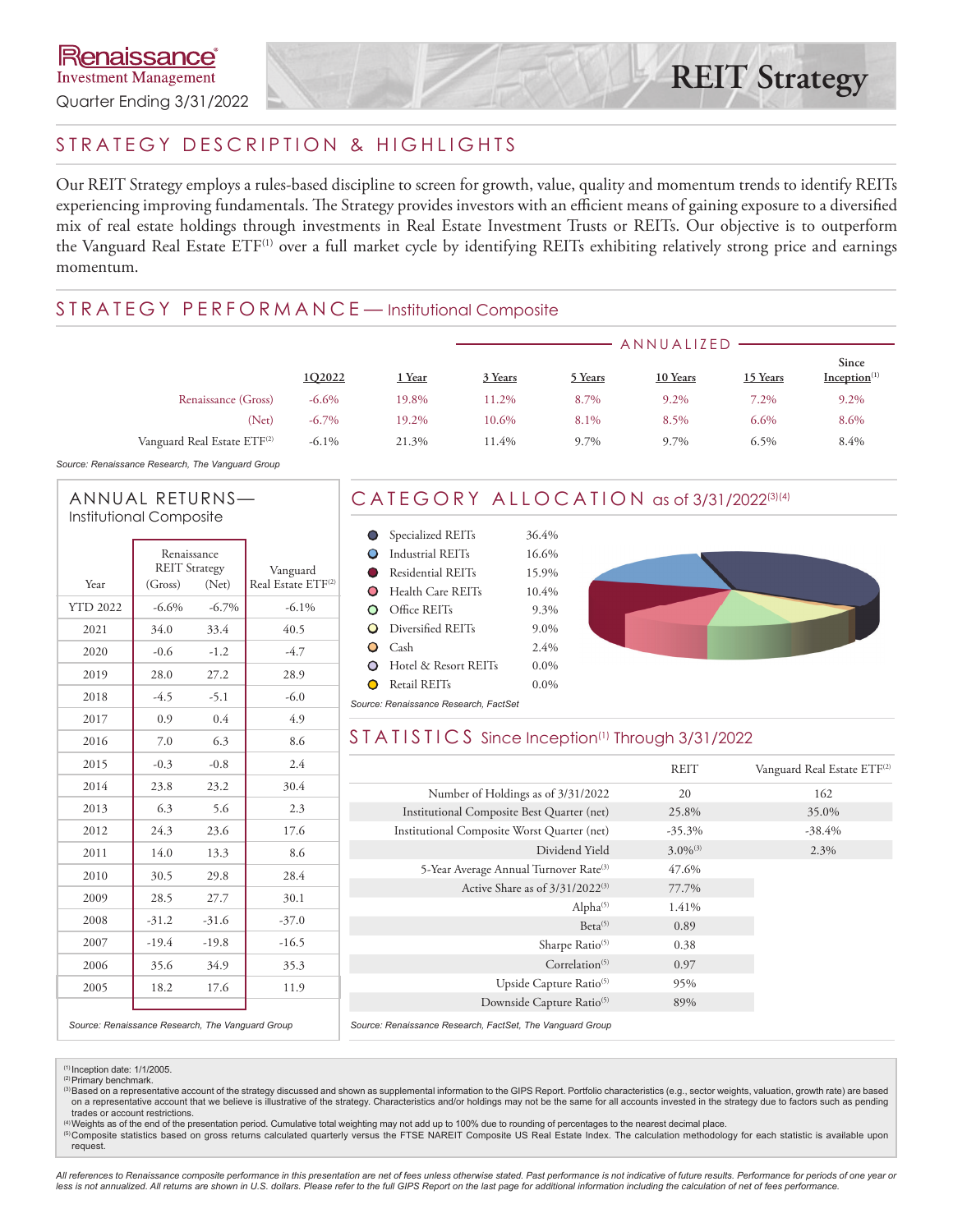# Renaissance Investment Management

Quarter Ending 3/31/2022

# REIT Strategy

## STRATEGY DESCRIPTION & HIGHLIGHTS

Our REIT Strategy employs a rules-based discipline to screen for growth, value, quality and momentum trends to identify REITs experiencing improving fundamentals. The Strategy provides investors with an efficient means of gaining exposure to a diversified mix of real estate holdings through investments in Real Estate Investment Trusts or REITs. Our objective is to outperform the Vanguard Real Estate ETF[1] over a full market cycle by identifying REITs exhibiting relatively strong price and earnings momentum.

## STRATEGY PERFORMANCE — Institutional Composite

| | 1Q2022 | 1 Year | 3 Years | 5 Years | 10 Years | 15 Years | Since Inception[1] |
|---|---|---|---|---|---|---|---|
| | | | ANNUALIZED | | | | |
| Renaissance (Gross) | -6.6% | 19.8% | 11.2% | 8.7% | 9.2% | 7.2% | 9.2% |
| (Net) | -6.7% | 19.2% | 10.6% | 8.1% | 8.5% | 6.6% | 8.6% |
| Vanguard Real Estate ETF[2] | -6.1% | 21.3% | 11.4% | 9.7% | 9.7% | 6.5% | 8.4% |

*Source: Renaissance Research, The Vanguard Group*

## ANNUAL RETURNS— Institutional Composite

| Year | Renaissance REIT Strategy (Gross) | Renaissance REIT Strategy (Net) | Vanguard Real Estate ETF[2] |
|---|---|---|---|
| YTD 2022 | -6.6% | -6.7% | -6.1% |
| 2021 | 34.0 | 33.4 | 40.5 |
| 2020 | -0.6 | -1.2 | -4.7 |
| 2019 | 28.0 | 27.2 | 28.9 |
| 2018 | -4.5 | -5.1 | -6.0 |
| 2017 | 0.9 | 0.4 | 4.9 |
| 2016 | 7.0 | 6.3 | 8.6 |
| 2015 | -0.3 | -0.8 | 2.4 |
| 2014 | 23.8 | 23.2 | 30.4 |
| 2013 | 6.3 | 5.6 | 2.3 |
| 2012 | 24.3 | 23.6 | 17.6 |
| 2011 | 14.0 | 13.3 | 8.6 |
| 2010 | 30.5 | 29.8 | 28.4 |
| 2009 | 28.5 | 27.7 | 30.1 |
| 2008 | -31.2 | -31.6 | -37.0 |
| 2007 | -19.4 | -19.8 | -16.5 |
| 2006 | 35.6 | 34.9 | 35.3 |
| 2005 | 18.2 | 17.6 | 11.9 |

*Source: Renaissance Research, The Vanguard Group*

## CATEGORY ALLOCATION as of 3/31/2022[3][4]

| Category | Weight |
|---|---|
| Specialized REITs | 36.4% |
| Industrial REITs | 16.6% |
| Residential REITs | 15.9% |
| Health Care REITs | 10.4% |
| Office REITs | 9.3% |
| Diversified REITs | 9.0% |
| Cash | 2.4% |
| Hotel & Resort REITs | 0.0% |
| Retail REITs | 0.0% |

*Source: Renaissance Research, FactSet*

## STATISTICS Since Inception[1] Through 3/31/2022

| | REIT | Vanguard Real Estate ETF[2] |
|---|---|---|
| Number of Holdings as of 3/31/2022 | 20 | 162 |
| Institutional Composite Best Quarter (net) | 25.8% | 35.0% |
| Institutional Composite Worst Quarter (net) | -35.3% | -38.4% |
| Dividend Yield | 3.0%[3] | 2.3% |
| 5-Year Average Annual Turnover Rate[3] | 47.6% | |
| Active Share as of 3/31/2022[3] | 77.7% | |
| Alpha[5] | 1.41% | |
| Beta[5] | 0.89 | |
| Sharpe Ratio[5] | 0.38 | |
| Correlation[5] | 0.97 | |
| Upside Capture Ratio[5] | 95% | |
| Downside Capture Ratio[5] | 89% | |

*Source: Renaissance Research, FactSet, The Vanguard Group*

[1] Inception date: 1/1/2005.
[2] Primary benchmark.
[3] Based on a representative account of the strategy discussed and shown as supplemental information to the GIPS Report. Portfolio characteristics (e.g., sector weights, valuation, growth rate) are based on a representative account that we believe is illustrative of the strategy. Characteristics and/or holdings may not be the same for all accounts invested in the strategy due to factors such as pending trades or account restrictions.
[4] Weights as of the end of the presentation period. Cumulative total weighting may not add up to 100% due to rounding of percentages to the nearest decimal place.
[5] Composite statistics based on gross returns calculated quarterly versus the FTSE NAREIT Composite US Real Estate Index. The calculation methodology for each statistic is available upon request.

*All references to Renaissance composite performance in this presentation are net of fees unless otherwise stated. Past performance is not indicative of future results. Performance for periods of one year or less is not annualized. All returns are shown in U.S. dollars. Please refer to the full GIPS Report on the last page for additional information including the calculation of net of fees performance.*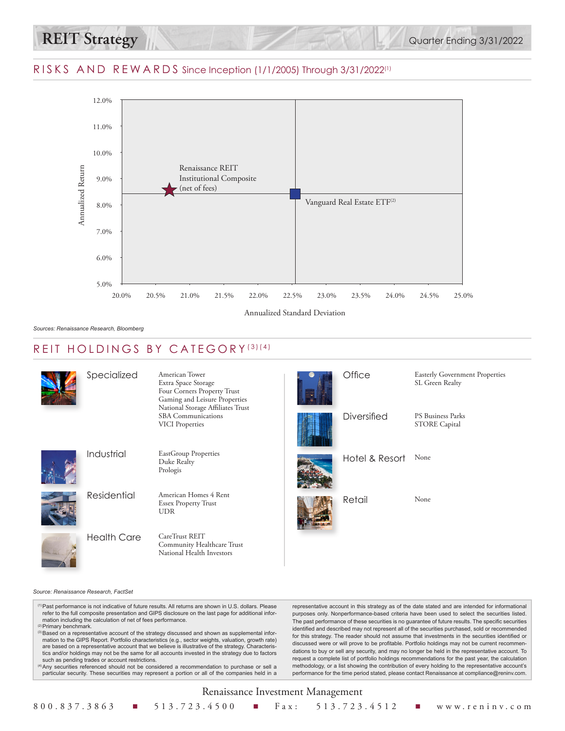# REIT Strategy

Quarter Ending 3/31/2022

## RISKS AND REWARDS Since Inception (1/1/2005) Through 3/31/2022[1]

Annualized Return: 12.0%, 11.0%, 10.0%, 9.0%, 8.0%, 7.0%, 6.0%, 5.0%

Annualized Standard Deviation: 20.0%, 20.5%, 21.0%, 21.5%, 22.0%, 22.5%, 23.0%, 23.5%, 24.0%, 24.5%, 25.0%

Renaissance REIT Institutional Composite (net of fees)

Vanguard Real Estate ETF[2]

*Sources: Renaissance Research, Bloomberg*

## REIT HOLDINGS BY CATEGORY[3][4]

| Category | Holdings |
|---|---|
| Specialized | American Tower<br>Extra Space Storage<br>Four Corners Property Trust<br>Gaming and Leisure Properties<br>National Storage Affiliates Trust<br>SBA Communications<br>VICI Properties |
| Industrial | EastGroup Properties<br>Duke Realty<br>Prologis |
| Residential | American Homes 4 Rent<br>Essex Property Trust<br>UDR |
| Health Care | CareTrust REIT<br>Community Healthcare Trust<br>National Health Investors |
| Office | Easterly Government Properties<br>SL Green Realty |
| Diversified | PS Business Parks<br>STORE Capital |
| Hotel & Resort | None |
| Retail | None |

*Source: Renaissance Research, FactSet*

[1] Past performance is not indicative of future results. All returns are shown in U.S. dollars. Please refer to the full composite presentation and GIPS disclosure on the last page for additional information including the calculation of net of fees performance.
[2] Primary benchmark.
[3] Based on a representative account of the strategy discussed and shown as supplemental information to the GIPS Report. Portfolio characteristics (e.g., sector weights, valuation, growth rate) are based on a representative account that we believe is illustrative of the strategy. Characteristics and/or holdings may not be the same for all accounts invested in the strategy due to factors such as pending trades or account restrictions.
[4] Any securities referenced should not be considered a recommendation to purchase or sell a particular security. These securities may represent a portion or all of the companies held in a representative account in this strategy as of the date stated and are intended for informational purposes only. Nonperformance-based criteria have been used to select the securities listed. The past performance of these securities is no guarantee of future results. The specific securities identified and described may not represent all of the securities purchased, sold or recommended for this strategy. The reader should not assume that investments in the securities identified or discussed were or will prove to be profitable. Portfolio holdings may not be current recommendations to buy or sell any security, and may no longer be held in the representative account. To request a complete list of portfolio holdings recommendations for the past year, the calculation methodology, or a list showing the contribution of every holding to the representative account's performance for the time period stated, please contact Renaissance at compliance@reninv.com.

Renaissance Investment Management

800.837.3863 ■ 513.723.4500 ■ Fax: 513.723.4512 ■ www.reninv.com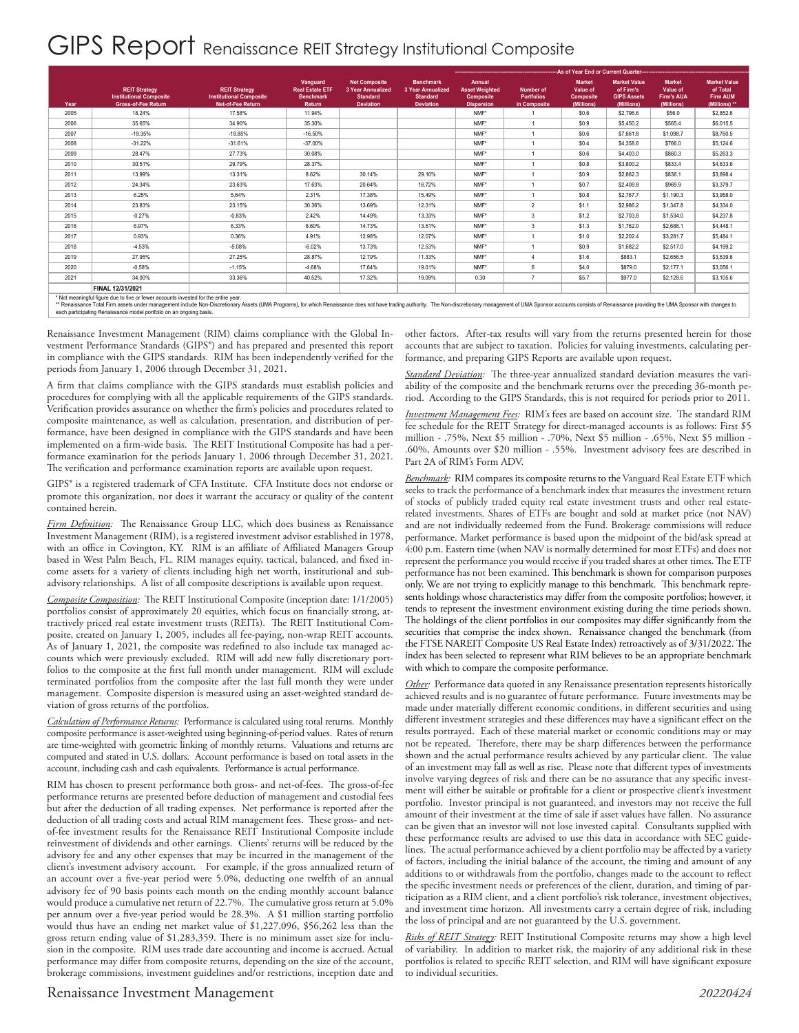# GIPS Report Renaissance REIT Strategy Institutional Composite

| Year | REIT Strategy Institutional Composite Gross-of-Fee Return | REIT Strategy Institutional Composite Net-of-Fee Return | Vanguard Real Estate ETF Benchmark Return | Net Composite 3 Year Annualized Standard Deviation | Benchmark 3 Year Annualized Standard Deviation | Annual Asset Weighted Composite Dispersion | Number of Portfolios in Composite | Market Value of Composite (Millions) | Market Value of Firm's GIPS Assets (Millions) | Market Value of Firm's AUA (Millions) | Market Value of Total Firm AUM (Millions) ** |
|---|---|---|---|---|---|---|---|---|---|---|---|
| | | | | | | -----As of Year End or Current Quarter----- | | | | | |
| 2005 | 18.24% | 17.58% | 11.94% | | | NMF* | 1 | $0.6 | $2,796.6 | $56.0 | $2,852.6 |
| 2006 | 35.65% | 34.90% | 35.30% | | | NMF* | 1 | $0.9 | $5,450.2 | $565.4 | $6,015.5 |
| 2007 | -19.35% | -19.85% | -16.50% | | | NMF* | 1 | $0.6 | $7,661.8 | $1,098.7 | $8,760.5 |
| 2008 | -31.22% | -31.61% | -37.00% | | | NMF* | 1 | $0.4 | $4,358.6 | $766.0 | $5,124.6 |
| 2009 | 28.47% | 27.73% | 30.08% | | | NMF* | 1 | $0.6 | $4,403.0 | $860.3 | $5,263.3 |
| 2010 | 30.51% | 29.79% | 28.37% | | | NMF* | 1 | $0.8 | $3,800.2 | $833.4 | $4,633.6 |
| 2011 | 13.99% | 13.31% | 8.62% | 30.14% | 29.10% | NMF* | 1 | $0.9 | $2,862.3 | $836.1 | $3,698.4 |
| 2012 | 24.34% | 23.63% | 17.63% | 20.64% | 16.72% | NMF* | 1 | $0.7 | $2,409.8 | $969.9 | $3,379.7 |
| 2013 | 6.25% | 5.64% | 2.31% | 17.38% | 15.49% | NMF* | 1 | $0.8 | $2,767.7 | $1,190.3 | $3,958.0 |
| 2014 | 23.83% | 23.15% | 30.36% | 13.69% | 12.31% | NMF* | 2 | $1.1 | $2,986.2 | $1,347.8 | $4,334.0 |
| 2015 | -0.27% | -0.83% | 2.42% | 14.49% | 13.33% | NMF* | 3 | $1.2 | $2,703.8 | $1,534.0 | $4,237.8 |
| 2016 | 6.97% | 6.33% | 8.60% | 14.73% | 13.61% | NMF* | 3 | $1.3 | $1,762.0 | $2,686.1 | $4,448.1 |
| 2017 | 0.93% | 0.36% | 4.91% | 12.98% | 12.07% | NMF* | 1 | $1.0 | $2,202.4 | $3,281.7 | $5,484.1 |
| 2018 | -4.53% | -5.08% | -6.02% | 13.73% | 12.53% | NMF* | 1 | $0.9 | $1,682.2 | $2,517.0 | $4,199.2 |
| 2019 | 27.95% | 27.25% | 28.87% | 12.79% | 11.33% | NMF* | 4 | $1.6 | $883.1 | $2,656.5 | $3,539.6 |
| 2020 | -0.58% | -1.15% | -4.68% | 17.64% | 19.01% | NMF* | 6 | $4.0 | $879.0 | $2,177.1 | $3,056.1 |
| 2021 | 34.00% | 33.36% | 40.52% | 17.32% | 19.09% | 0.30 | 7 | $5.7 | $977.0 | $2,128.6 | $3,105.6 |
| | FINAL 12/31/2021 | | | | | | | | | | |

\* Not meaningful figure due to five or fewer accounts invested for the entire year.
\*\* Renaissance Total Firm assets under management include Non-Discretionary Assets (UMA Programs), for which Renaissance does not have trading authority. The Non-discretionary management of UMA Sponsor accounts consists of Renaissance providing the UMA Sponsor with changes to each participating Renaissance model portfolio on an ongoing basis.

Renaissance Investment Management (RIM) claims compliance with the Global Investment Performance Standards (GIPS®) and has prepared and presented this report in compliance with the GIPS standards. RIM has been independently verified for the periods from January 1, 2006 through December 31, 2021.

A firm that claims compliance with the GIPS standards must establish policies and procedures for complying with all the applicable requirements of the GIPS standards. Verification provides assurance on whether the firm's policies and procedures related to composite maintenance, as well as calculation, presentation, and distribution of performance, have been designed in compliance with the GIPS standards and have been implemented on a firm-wide basis. The REIT Institutional Composite has had a performance examination for the periods January 1, 2006 through December 31, 2021. The verification and performance examination reports are available upon request.

GIPS® is a registered trademark of CFA Institute. CFA Institute does not endorse or promote this organization, nor does it warrant the accuracy or quality of the content contained herein.

*Firm Definition:* The Renaissance Group LLC, which does business as Renaissance Investment Management (RIM), is a registered investment advisor established in 1978, with an office in Covington, KY. RIM is an affiliate of Affiliated Managers Group based in West Palm Beach, FL. RIM manages equity, tactical, balanced, and fixed income assets for a variety of clients including high net worth, institutional and subadvisory relationships. A list of all composite descriptions is available upon request.

*Composite Composition:* The REIT Institutional Composite (inception date: 1/1/2005) portfolios consist of approximately 20 equities, which focus on financially strong, attractively priced real estate investment trusts (REITs). The REIT Institutional Composite, created on January 1, 2005, includes all fee-paying, non-wrap REIT accounts. As of January 1, 2021, the composite was redefined to also include tax managed accounts which were previously excluded. RIM will add new fully discretionary portfolios to the composite at the first full month under management. RIM will exclude terminated portfolios from the composite after the last full month they were under management. Composite dispersion is measured using an asset-weighted standard deviation of gross returns of the portfolios.

*Calculation of Performance Returns:* Performance is calculated using total returns. Monthly composite performance is asset-weighted using beginning-of-period values. Rates of return are time-weighted with geometric linking of monthly returns. Valuations and returns are computed and stated in U.S. dollars. Account performance is based on total assets in the account, including cash and cash equivalents. Performance is actual performance.

RIM has chosen to present performance both gross- and net-of-fees. The gross-of-fee performance returns are presented before deduction of management and custodial fees but after the deduction of all trading expenses. Net performance is reported after the deduction of all trading costs and actual RIM management fees. These gross- and net-of-fee investment results for the Renaissance REIT Institutional Composite include reinvestment of dividends and other earnings. Clients' returns will be reduced by the advisory fee and any other expenses that may be incurred in the management of the client's investment advisory account. For example, if the gross annualized return of an account over a five-year period were 5.0%, deducting one twelfth of an annual advisory fee of 90 basis points each month on the ending monthly account balance would produce a cumulative net return of 22.7%. The cumulative gross return at 5.0% per annum over a five-year period would be 28.3%. A $1 million starting portfolio would thus have an ending net market value of $1,227,096, $56,262 less than the gross return ending value of $1,283,359. There is no minimum asset size for inclusion in the composite. RIM uses trade date accounting and income is accrued. Actual performance may differ from composite returns, depending on the size of the account, brokerage commissions, investment guidelines and/or restrictions, inception date and other factors. After-tax results will vary from the returns presented herein for those accounts that are subject to taxation. Policies for valuing investments, calculating performance, and preparing GIPS Reports are available upon request.

*Standard Deviation:* The three-year annualized standard deviation measures the variability of the composite and the benchmark returns over the preceding 36-month period. According to the GIPS Standards, this is not required for periods prior to 2011.

*Investment Management Fees:* RIM's fees are based on account size. The standard RIM fee schedule for the REIT Strategy for direct-managed accounts is as follows: First $5 million - .75%, Next $5 million - .70%, Next $5 million - .65%, Next $5 million - .60%, Amounts over $20 million - .55%. Investment advisory fees are described in Part 2A of RIM's Form ADV.

*Benchmark:* RIM compares its composite returns to the Vanguard Real Estate ETF which seeks to track the performance of a benchmark index that measures the investment return of stocks of publicly traded equity real estate investment trusts and other real estate-related investments. Shares of ETFs are bought and sold at market price (not NAV) and are not individually redeemed from the Fund. Brokerage commissions will reduce performance. Market performance is based upon the midpoint of the bid/ask spread at 4:00 p.m. Eastern time (when NAV is normally determined for most ETFs) and does not represent the performance you would receive if you traded shares at other times. The ETF performance has not been examined. This benchmark is shown for comparison purposes only. We are not trying to explicitly manage to this benchmark. This benchmark represents holdings whose characteristics may differ from the composite portfolios; however, it tends to represent the investment environment existing during the time periods shown. The holdings of the client portfolios in our composites may differ significantly from the securities that comprise the index shown. Renaissance changed the benchmark (from the FTSE NAREIT Composite US Real Estate Index) retroactively as of 3/31/2022. The index has been selected to represent what RIM believes to be an appropriate benchmark with which to compare the composite performance.

*Other:* Performance data quoted in any Renaissance presentation represents historically achieved results and is no guarantee of future performance. Future investments may be made under materially different economic conditions, in different securities and using different investment strategies and these differences may have a significant effect on the results portrayed. Each of these material market or economic conditions may or may not be repeated. Therefore, there may be sharp differences between the performance shown and the actual performance results achieved by any particular client. The value of an investment may fall as well as rise. Please note that different types of investments involve varying degrees of risk and there can be no assurance that any specific investment will either be suitable or profitable for a client or prospective client's investment portfolio. Investor principal is not guaranteed, and investors may not receive the full amount of their investment at the time of sale if asset values have fallen. No assurance can be given that an investor will not lose invested capital. Consultants supplied with these performance results are advised to use this data in accordance with SEC guidelines. The actual performance achieved by a client portfolio may be affected by a variety of factors, including the initial balance of the account, the timing and amount of any additions to or withdrawals from the portfolio, changes made to the account to reflect the specific investment needs or preferences of the client, duration, and timing of participation as a RIM client, and a client portfolio's risk tolerance, investment objectives, and investment time horizon. All investments carry a certain degree of risk, including the loss of principal and are not guaranteed by the U.S. government.

*Risks of REIT Strategy:* REIT Institutional Composite returns may show a high level of variability. In addition to market risk, the majority of any additional risk in these portfolios is related to specific REIT selection, and RIM will have significant exposure to individual securities.

Renaissance Investment Management 20220424